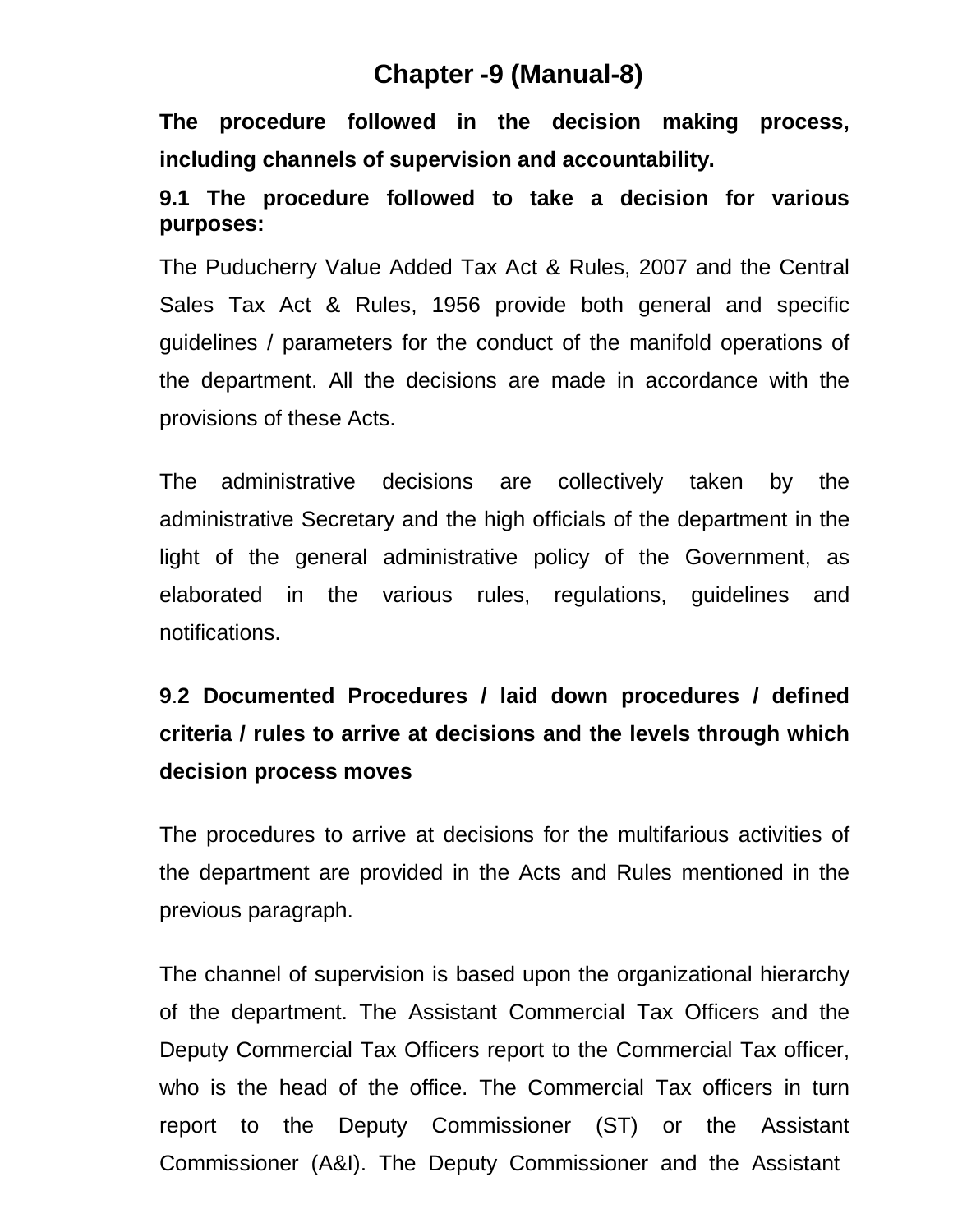# Chapter -9 (Manual-8)

**The procedure followed in the decision making process, including channels of supervision and accountability.**

**9.1 The procedure followed to take a decision for various purposes:**

The Puducherry Value Added Tax Act & Rules, 2007 and the Central Sales Tax Act & Rules, 1956 provide both general and specific guidelines / parameters for the conduct of the manifold operations of the department. All the decisions are made in accordance with the provisions of these Acts.

The administrative decisions are collectively taken by the administrative Secretary and the high officials of the department in the light of the general administrative policy of the Government, as elaborated in the various rules, regulations, guidelines and notifications.

**9.2 Documented Procedures / laid down procedures / defined criteria / rules to arrive at decisions and the levels through which decision process moves**

The procedures to arrive at decisions for the multifarious activities of the department are provided in the Acts and Rules mentioned in the previous paragraph.

The channel of supervision is based upon the organizational hierarchy of the department. The Assistant Commercial Tax Officers and the Deputy Commercial Tax Officers report to the Commercial Tax officer, who is the head of the office. The Commercial Tax officers in turn report to the Deputy Commissioner (ST) or the Assistant Commissioner (A&I). The Deputy Commissioner and the Assistant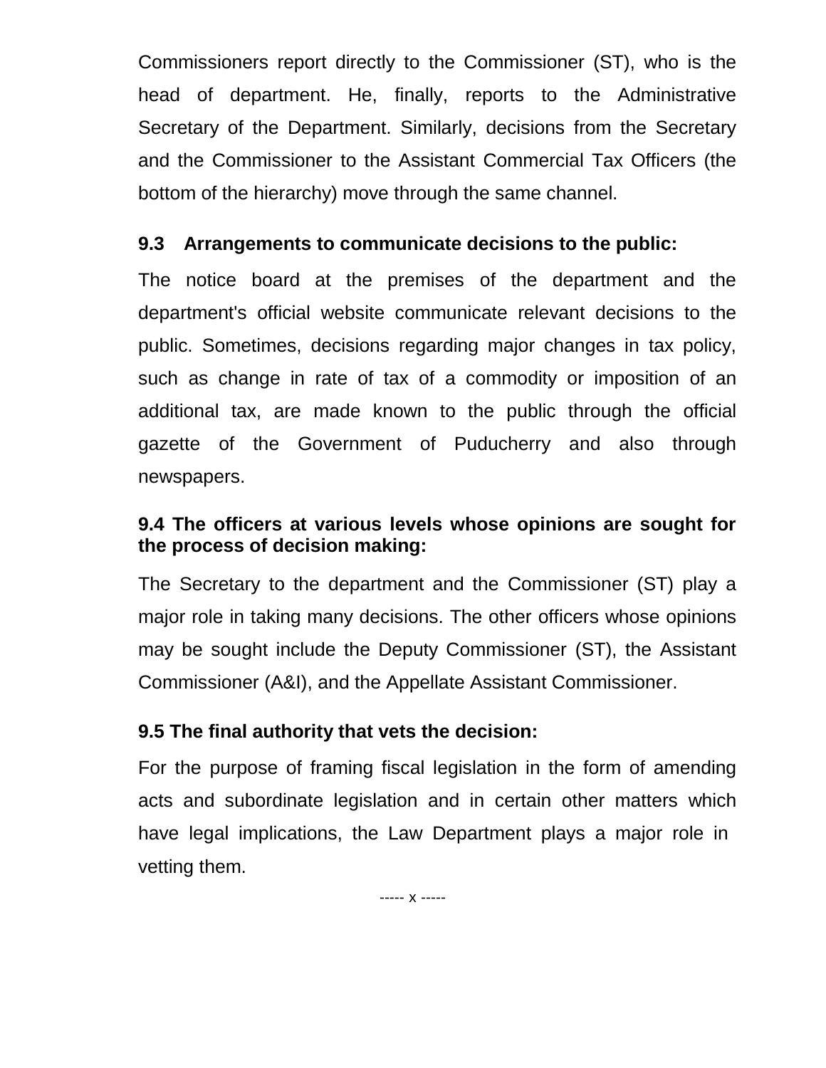Commissioners report directly to the Commissioner (ST), who is the head of department. He, finally, reports to the Administrative Secretary of the Department. Similarly, decisions from the Secretary and the Commissioner to the Assistant Commercial Tax Officers (the bottom of the hierarchy) move through the same channel.

**9.3 Arrangements to communicate decisions to the public:**

The notice board at the premises of the department and the department's official website communicate relevant decisions to the public. Sometimes, decisions regarding major changes in tax policy, such as change in rate of tax of a commodity or imposition of an additional tax, are made known to the public through the official gazette of the Government of Puducherry and also through newspapers.

**9.4 The officers at various levels whose opinions are sought for the process of decision making:**

The Secretary to the department and the Commissioner (ST) play a major role in taking many decisions. The other officers whose opinions may be sought include the Deputy Commissioner (ST), the Assistant Commissioner (A&I), and the Appellate Assistant Commissioner.

**9.5 The final authority that vets the decision:**

For the purpose of framing fiscal legislation in the form of amending acts and subordinate legislation and in certain other matters which have legal implications, the Law Department plays a major role in vetting them.

----- x -----